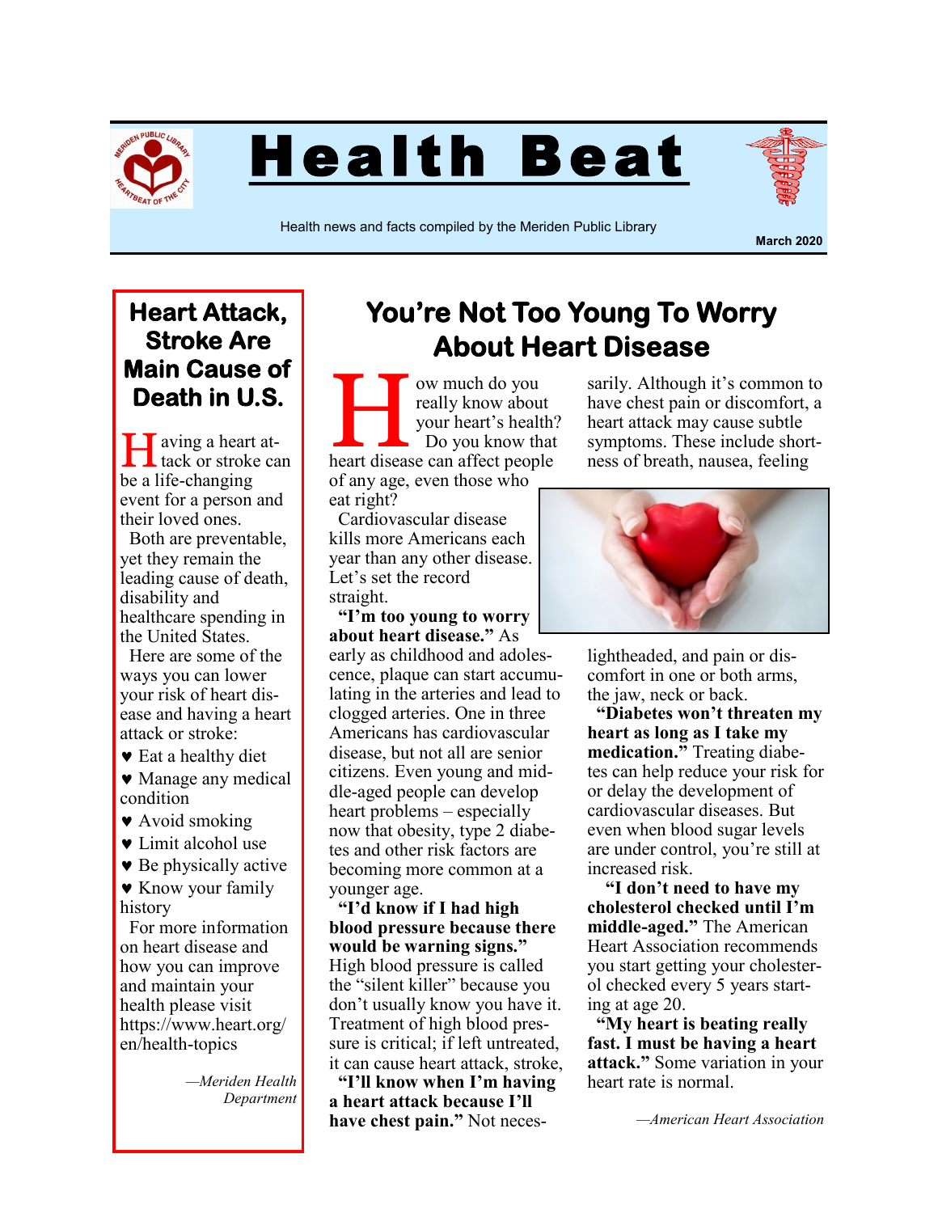# Health Beat

Health news and facts compiled by the Meriden Public Library

**March 2020**

## Heart Attack, Stroke Are Main Cause of Death in U.S.

Having a heart attack or stroke can be a life-changing event for a person and their loved ones.

Both are preventable, yet they remain the leading cause of death, disability and healthcare spending in the United States.

Here are some of the ways you can lower your risk of heart disease and having a heart attack or stroke:

- ♥ Eat a healthy diet
- ♥ Manage any medical condition
- ♥ Avoid smoking
- ♥ Limit alcohol use
- ♥ Be physically active
- ♥ Know your family history

For more information on heart disease and how you can improve and maintain your health please visit https://www.heart.org/en/health-topics

*—Meriden Health Department*

## You're Not Too Young To Worry About Heart Disease

How much do you really know about your heart's health? Do you know that heart disease can affect people of any age, even those who eat right?

Cardiovascular disease kills more Americans each year than any other disease. Let's set the record straight.

**"I'm too young to worry about heart disease."** As early as childhood and adolescence, plaque can start accumulating in the arteries and lead to clogged arteries. One in three Americans has cardiovascular disease, but not all are senior citizens. Even young and middle-aged people can develop heart problems – especially now that obesity, type 2 diabetes and other risk factors are becoming more common at a younger age.

**"I'd know if I had high blood pressure because there would be warning signs."** High blood pressure is called the "silent killer" because you don't usually know you have it. Treatment of high blood pressure is critical; if left untreated, it can cause heart attack, stroke,

**"I'll know when I'm having a heart attack because I'll have chest pain."** Not necessarily. Although it's common to have chest pain or discomfort, a heart attack may cause subtle symptoms. These include shortness of breath, nausea, feeling lightheaded, and pain or discomfort in one or both arms, the jaw, neck or back.

**"Diabetes won't threaten my heart as long as I take my medication."** Treating diabetes can help reduce your risk for or delay the development of cardiovascular diseases. But even when blood sugar levels are under control, you're still at increased risk.

**"I don't need to have my cholesterol checked until I'm middle-aged."** The American Heart Association recommends you start getting your cholesterol checked every 5 years starting at age 20.

**"My heart is beating really fast. I must be having a heart attack."** Some variation in your heart rate is normal.

*—American Heart Association*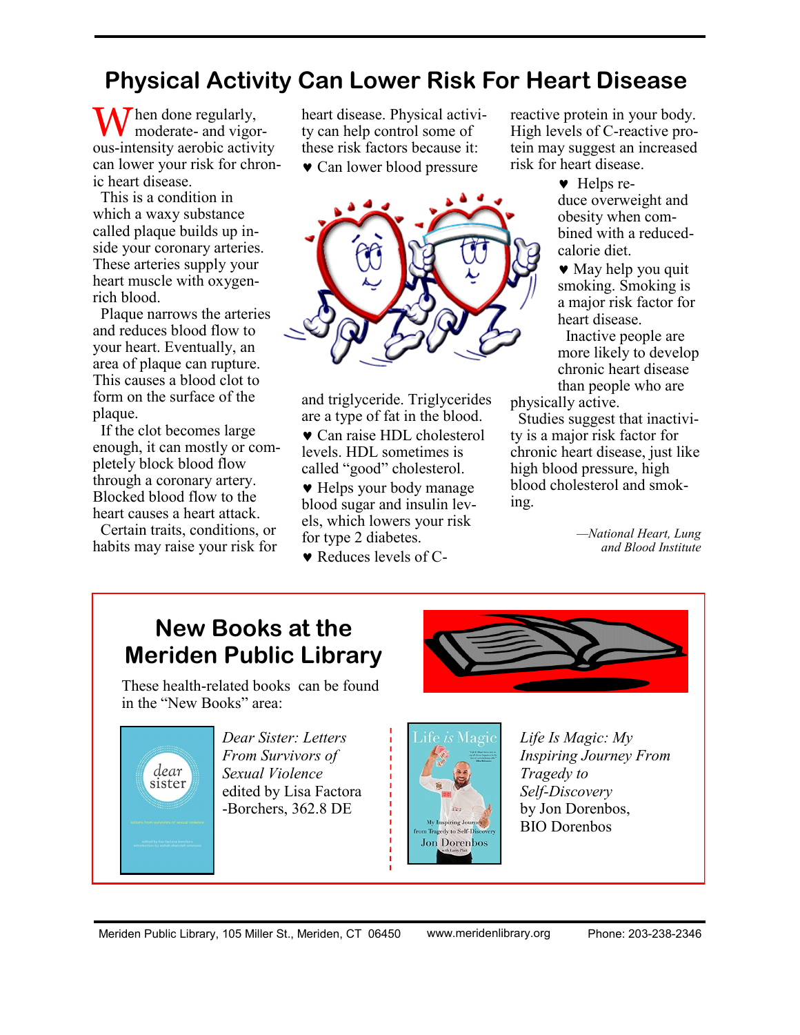# Physical Activity Can Lower Risk For Heart Disease

When done regularly, moderate- and vigorous-intensity aerobic activity can lower your risk for chronic heart disease.

This is a condition in which a waxy substance called plaque builds up inside your coronary arteries. These arteries supply your heart muscle with oxygen-rich blood.

Plaque narrows the arteries and reduces blood flow to your heart. Eventually, an area of plaque can rupture. This causes a blood clot to form on the surface of the plaque.

If the clot becomes large enough, it can mostly or completely block blood flow through a coronary artery. Blocked blood flow to the heart causes a heart attack.

Certain traits, conditions, or habits may raise your risk for heart disease. Physical activity can help control some of these risk factors because it:

- ♥ Can lower blood pressure and triglyceride. Triglycerides are a type of fat in the blood.
- ♥ Can raise HDL cholesterol levels. HDL sometimes is called "good" cholesterol.
- ♥ Helps your body manage blood sugar and insulin levels, which lowers your risk for type 2 diabetes.
- ♥ Reduces levels of C-reactive protein in your body. High levels of C-reactive protein may suggest an increased risk for heart disease.
- ♥ Helps reduce overweight and obesity when combined with a reduced-calorie diet.
- ♥ May help you quit smoking. Smoking is a major risk factor for heart disease.

Inactive people are more likely to develop chronic heart disease than people who are physically active.

Studies suggest that inactivity is a major risk factor for chronic heart disease, just like high blood pressure, high blood cholesterol and smoking.

*—National Heart, Lung and Blood Institute*

## New Books at the Meriden Public Library

These health-related books can be found in the "New Books" area:

*Dear Sister: Letters From Survivors of Sexual Violence* edited by Lisa Factora-Borchers, 362.8 DE

*Life Is Magic: My Inspiring Journey From Tragedy to Self-Discovery* by Jon Dorenbos, BIO Dorenbos